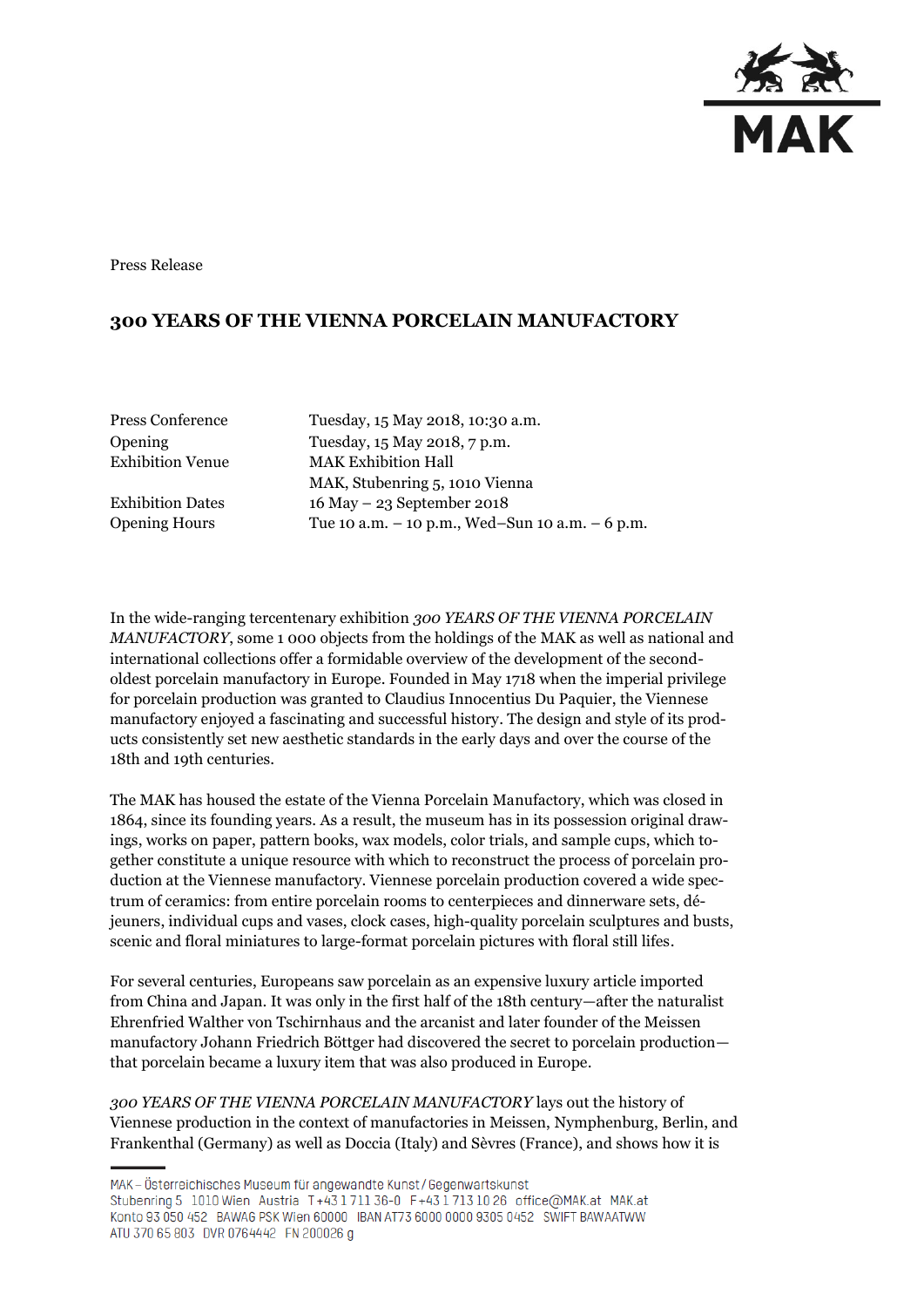Press Release

# 300 YEARS OF THE VIENNA PORCELAIN MANUFACTORY

| | |
|---|---|
| Press Conference | Tuesday, 15 May 2018, 10:30 a.m. |
| Opening | Tuesday, 15 May 2018, 7 p.m. |
| Exhibition Venue | MAK Exhibition Hall<br>MAK, Stubenring 5, 1010 Vienna |
| Exhibition Dates | 16 May – 23 September 2018 |
| Opening Hours | Tue 10 a.m. – 10 p.m., Wed–Sun 10 a.m. – 6 p.m. |

In the wide-ranging tercentenary exhibition *300 YEARS OF THE VIENNA PORCELAIN MANUFACTORY*, some 1 000 objects from the holdings of the MAK as well as national and international collections offer a formidable overview of the development of the second-oldest porcelain manufactory in Europe. Founded in May 1718 when the imperial privilege for porcelain production was granted to Claudius Innocentius Du Paquier, the Viennese manufactory enjoyed a fascinating and successful history. The design and style of its products consistently set new aesthetic standards in the early days and over the course of the 18th and 19th centuries.

The MAK has housed the estate of the Vienna Porcelain Manufactory, which was closed in 1864, since its founding years. As a result, the museum has in its possession original drawings, works on paper, pattern books, wax models, color trials, and sample cups, which together constitute a unique resource with which to reconstruct the process of porcelain production at the Viennese manufactory. Viennese porcelain production covered a wide spectrum of ceramics: from entire porcelain rooms to centerpieces and dinnerware sets, déjeuners, individual cups and vases, clock cases, high-quality porcelain sculptures and busts, scenic and floral miniatures to large-format porcelain pictures with floral still lifes.

For several centuries, Europeans saw porcelain as an expensive luxury article imported from China and Japan. It was only in the first half of the 18th century—after the naturalist Ehrenfried Walther von Tschirnhaus and the arcanist and later founder of the Meissen manufactory Johann Friedrich Böttger had discovered the secret to porcelain production—that porcelain became a luxury item that was also produced in Europe.

*300 YEARS OF THE VIENNA PORCELAIN MANUFACTORY* lays out the history of Viennese production in the context of manufactories in Meissen, Nymphenburg, Berlin, and Frankenthal (Germany) as well as Doccia (Italy) and Sèvres (France), and shows how it is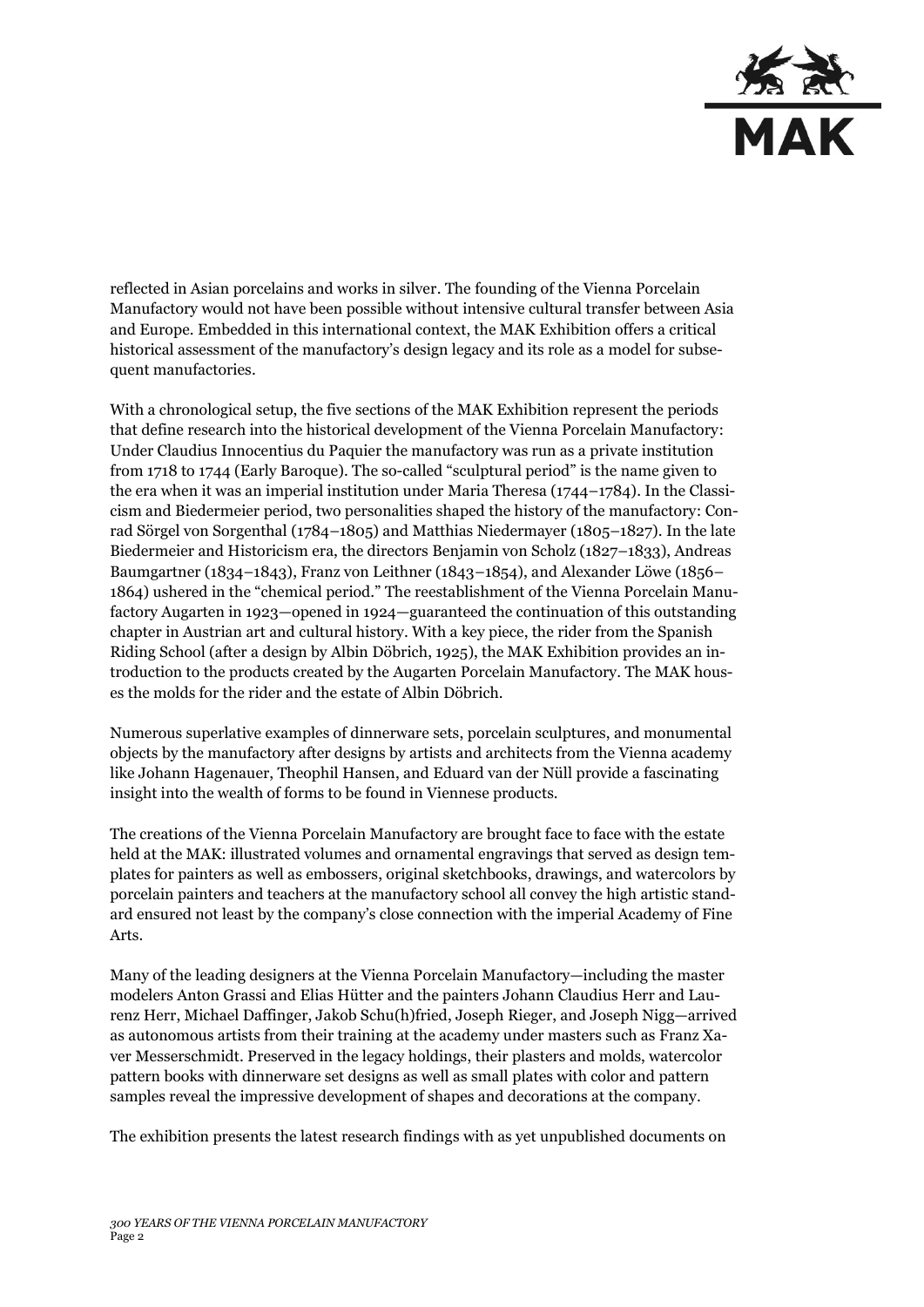reflected in Asian porcelains and works in silver. The founding of the Vienna Porcelain Manufactory would not have been possible without intensive cultural transfer between Asia and Europe. Embedded in this international context, the MAK Exhibition offers a critical historical assessment of the manufactory's design legacy and its role as a model for subsequent manufactories.

With a chronological setup, the five sections of the MAK Exhibition represent the periods that define research into the historical development of the Vienna Porcelain Manufactory: Under Claudius Innocentius du Paquier the manufactory was run as a private institution from 1718 to 1744 (Early Baroque). The so-called "sculptural period" is the name given to the era when it was an imperial institution under Maria Theresa (1744–1784). In the Classicism and Biedermeier period, two personalities shaped the history of the manufactory: Conrad Sörgel von Sorgenthal (1784–1805) and Matthias Niedermayer (1805–1827). In the late Biedermeier and Historicism era, the directors Benjamin von Scholz (1827–1833), Andreas Baumgartner (1834–1843), Franz von Leithner (1843–1854), and Alexander Löwe (1856–1864) ushered in the "chemical period." The reestablishment of the Vienna Porcelain Manufactory Augarten in 1923—opened in 1924—guaranteed the continuation of this outstanding chapter in Austrian art and cultural history. With a key piece, the rider from the Spanish Riding School (after a design by Albin Döbrich, 1925), the MAK Exhibition provides an introduction to the products created by the Augarten Porcelain Manufactory. The MAK houses the molds for the rider and the estate of Albin Döbrich.

Numerous superlative examples of dinnerware sets, porcelain sculptures, and monumental objects by the manufactory after designs by artists and architects from the Vienna academy like Johann Hagenauer, Theophil Hansen, and Eduard van der Nüll provide a fascinating insight into the wealth of forms to be found in Viennese products.

The creations of the Vienna Porcelain Manufactory are brought face to face with the estate held at the MAK: illustrated volumes and ornamental engravings that served as design templates for painters as well as embossers, original sketchbooks, drawings, and watercolors by porcelain painters and teachers at the manufactory school all convey the high artistic standard ensured not least by the company's close connection with the imperial Academy of Fine Arts.

Many of the leading designers at the Vienna Porcelain Manufactory—including the master modelers Anton Grassi and Elias Hütter and the painters Johann Claudius Herr and Laurenz Herr, Michael Daffinger, Jakob Schu(h)fried, Joseph Rieger, and Joseph Nigg—arrived as autonomous artists from their training at the academy under masters such as Franz Xaver Messerschmidt. Preserved in the legacy holdings, their plasters and molds, watercolor pattern books with dinnerware set designs as well as small plates with color and pattern samples reveal the impressive development of shapes and decorations at the company.

The exhibition presents the latest research findings with as yet unpublished documents on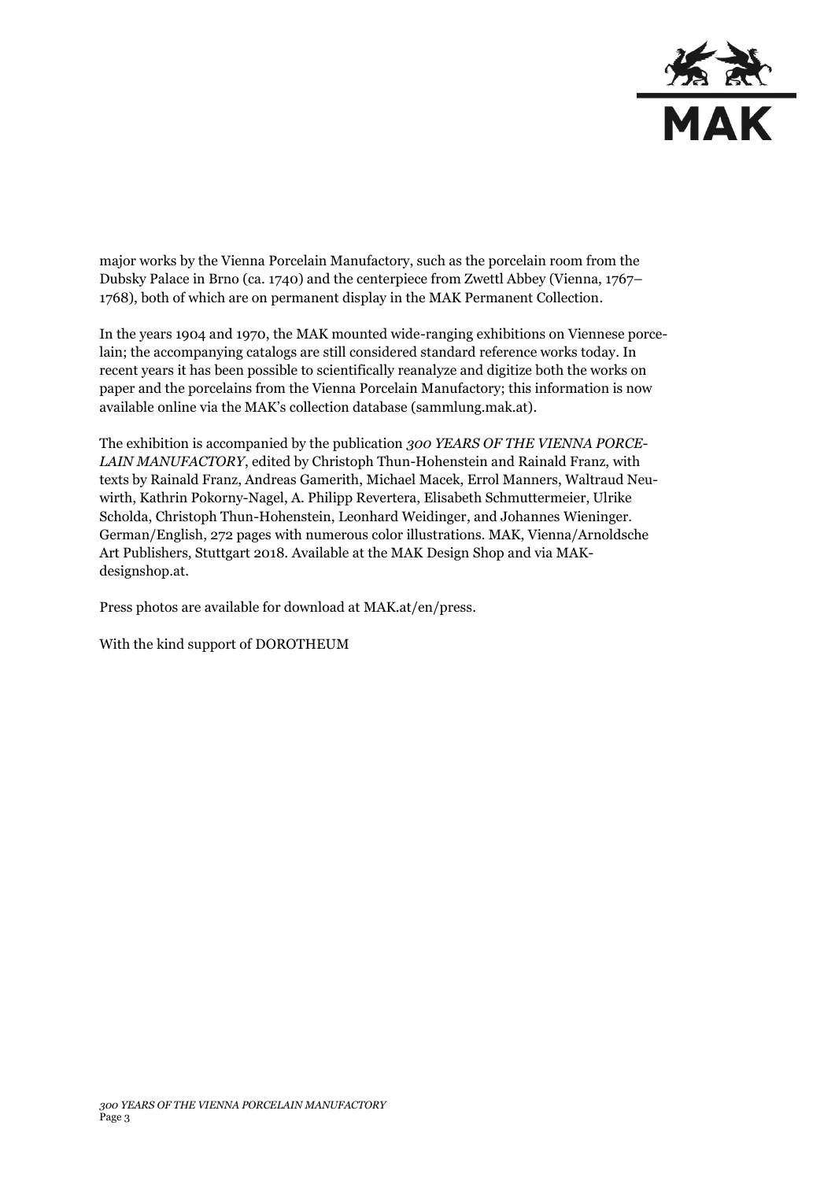major works by the Vienna Porcelain Manufactory, such as the porcelain room from the Dubsky Palace in Brno (ca. 1740) and the centerpiece from Zwettl Abbey (Vienna, 1767–1768), both of which are on permanent display in the MAK Permanent Collection.

In the years 1904 and 1970, the MAK mounted wide-ranging exhibitions on Viennese porcelain; the accompanying catalogs are still considered standard reference works today. In recent years it has been possible to scientifically reanalyze and digitize both the works on paper and the porcelains from the Vienna Porcelain Manufactory; this information is now available online via the MAK's collection database (sammlung.mak.at).

The exhibition is accompanied by the publication *300 YEARS OF THE VIENNA PORCELAIN MANUFACTORY*, edited by Christoph Thun-Hohenstein and Rainald Franz, with texts by Rainald Franz, Andreas Gamerith, Michael Macek, Errol Manners, Waltraud Neuwirth, Kathrin Pokorny-Nagel, A. Philipp Revertera, Elisabeth Schmuttermeier, Ulrike Scholda, Christoph Thun-Hohenstein, Leonhard Weidinger, and Johannes Wieninger. German/English, 272 pages with numerous color illustrations. MAK, Vienna/Arnoldsche Art Publishers, Stuttgart 2018. Available at the MAK Design Shop and via MAK-designshop.at.

Press photos are available for download at MAK.at/en/press.

With the kind support of DOROTHEUM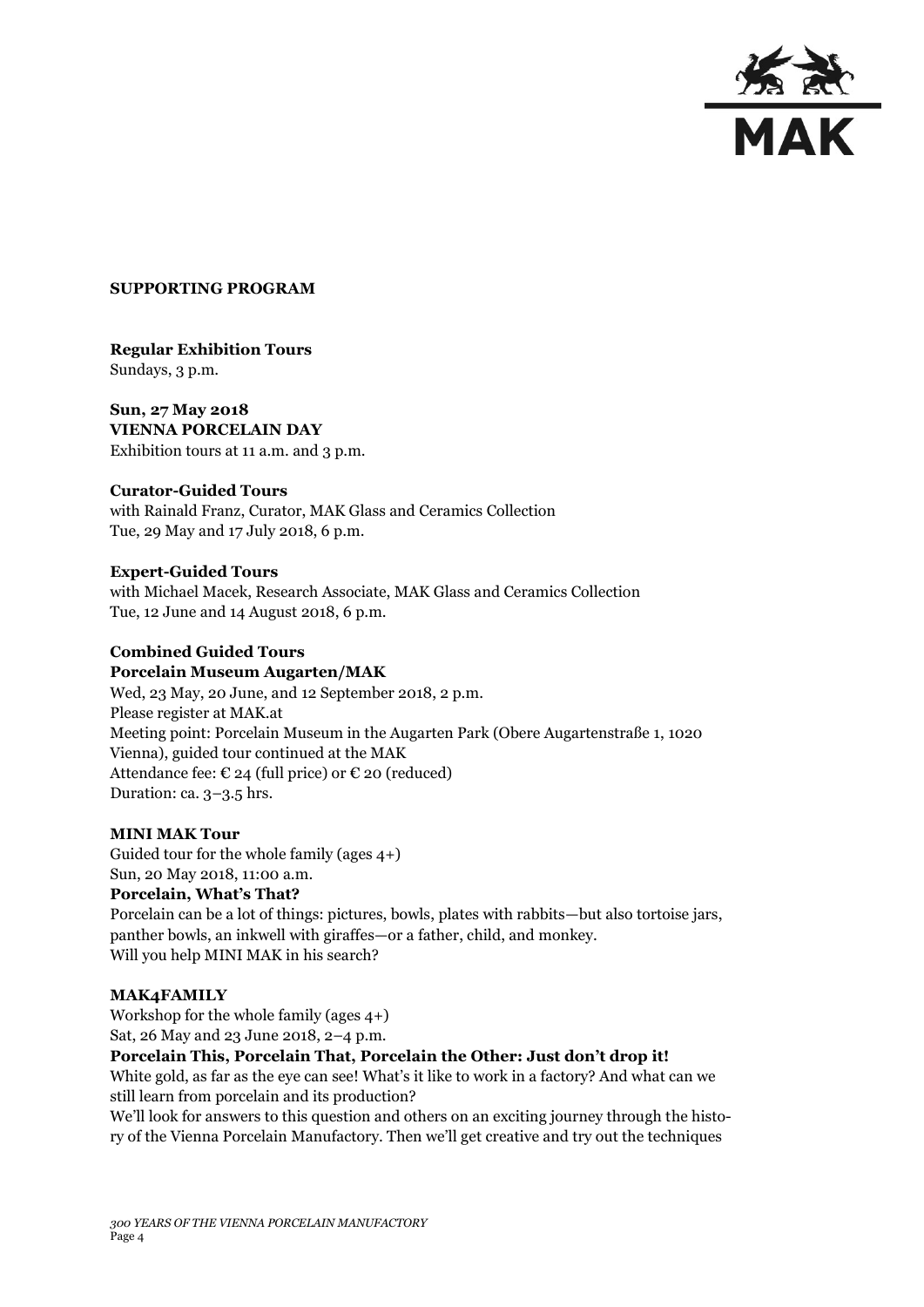**SUPPORTING PROGRAM**

**Regular Exhibition Tours**
Sundays, 3 p.m.

**Sun, 27 May 2018**
**VIENNA PORCELAIN DAY**
Exhibition tours at 11 a.m. and 3 p.m.

**Curator-Guided Tours**
with Rainald Franz, Curator, MAK Glass and Ceramics Collection
Tue, 29 May and 17 July 2018, 6 p.m.

**Expert-Guided Tours**
with Michael Macek, Research Associate, MAK Glass and Ceramics Collection
Tue, 12 June and 14 August 2018, 6 p.m.

**Combined Guided Tours**
**Porcelain Museum Augarten/MAK**
Wed, 23 May, 20 June, and 12 September 2018, 2 p.m.
Please register at MAK.at
Meeting point: Porcelain Museum in the Augarten Park (Obere Augartenstraße 1, 1020 Vienna), guided tour continued at the MAK
Attendance fee: € 24 (full price) or € 20 (reduced)
Duration: ca. 3–3.5 hrs.

**MINI MAK Tour**
Guided tour for the whole family (ages 4+)
Sun, 20 May 2018, 11:00 a.m.
**Porcelain, What's That?**
Porcelain can be a lot of things: pictures, bowls, plates with rabbits—but also tortoise jars, panther bowls, an inkwell with giraffes—or a father, child, and monkey.
Will you help MINI MAK in his search?

**MAK4FAMILY**
Workshop for the whole family (ages 4+)
Sat, 26 May and 23 June 2018, 2–4 p.m.
**Porcelain This, Porcelain That, Porcelain the Other: Just don't drop it!**
White gold, as far as the eye can see! What's it like to work in a factory? And what can we still learn from porcelain and its production?
We'll look for answers to this question and others on an exciting journey through the history of the Vienna Porcelain Manufactory. Then we'll get creative and try out the techniques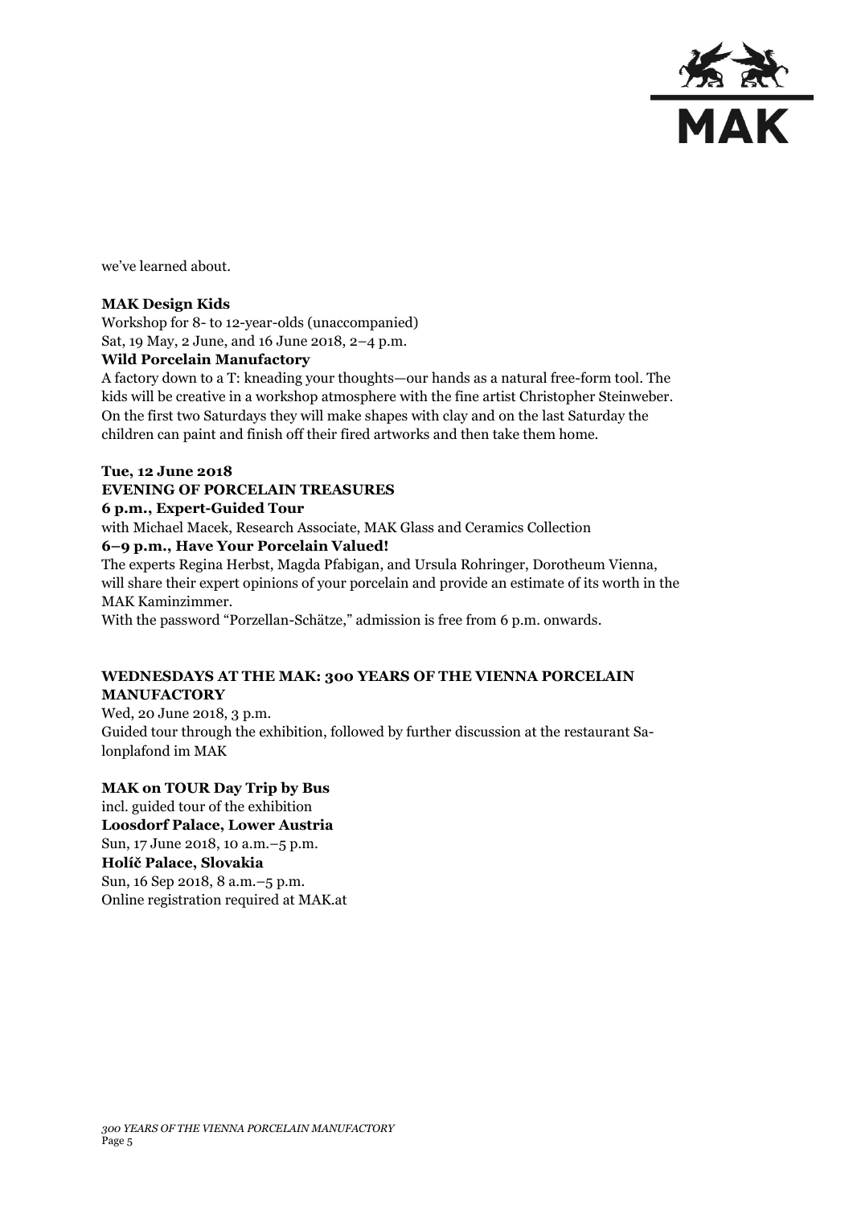we've learned about.

**MAK Design Kids**
Workshop for 8- to 12-year-olds (unaccompanied)
Sat, 19 May, 2 June, and 16 June 2018, 2–4 p.m.
**Wild Porcelain Manufactory**
A factory down to a T: kneading your thoughts—our hands as a natural free-form tool. The kids will be creative in a workshop atmosphere with the fine artist Christopher Steinweber. On the first two Saturdays they will make shapes with clay and on the last Saturday the children can paint and finish off their fired artworks and then take them home.

**Tue, 12 June 2018**
**EVENING OF PORCELAIN TREASURES**
**6 p.m., Expert-Guided Tour**
with Michael Macek, Research Associate, MAK Glass and Ceramics Collection
**6–9 p.m., Have Your Porcelain Valued!**
The experts Regina Herbst, Magda Pfabigan, and Ursula Rohringer, Dorotheum Vienna, will share their expert opinions of your porcelain and provide an estimate of its worth in the MAK Kaminzimmer.
With the password "Porzellan-Schätze," admission is free from 6 p.m. onwards.

**WEDNESDAYS AT THE MAK: 300 YEARS OF THE VIENNA PORCELAIN MANUFACTORY**
Wed, 20 June 2018, 3 p.m.
Guided tour through the exhibition, followed by further discussion at the restaurant Salonplafond im MAK

**MAK on TOUR Day Trip by Bus**
incl. guided tour of the exhibition
**Loosdorf Palace, Lower Austria**
Sun, 17 June 2018, 10 a.m.–5 p.m.
**Holíč Palace, Slovakia**
Sun, 16 Sep 2018, 8 a.m.–5 p.m.
Online registration required at MAK.at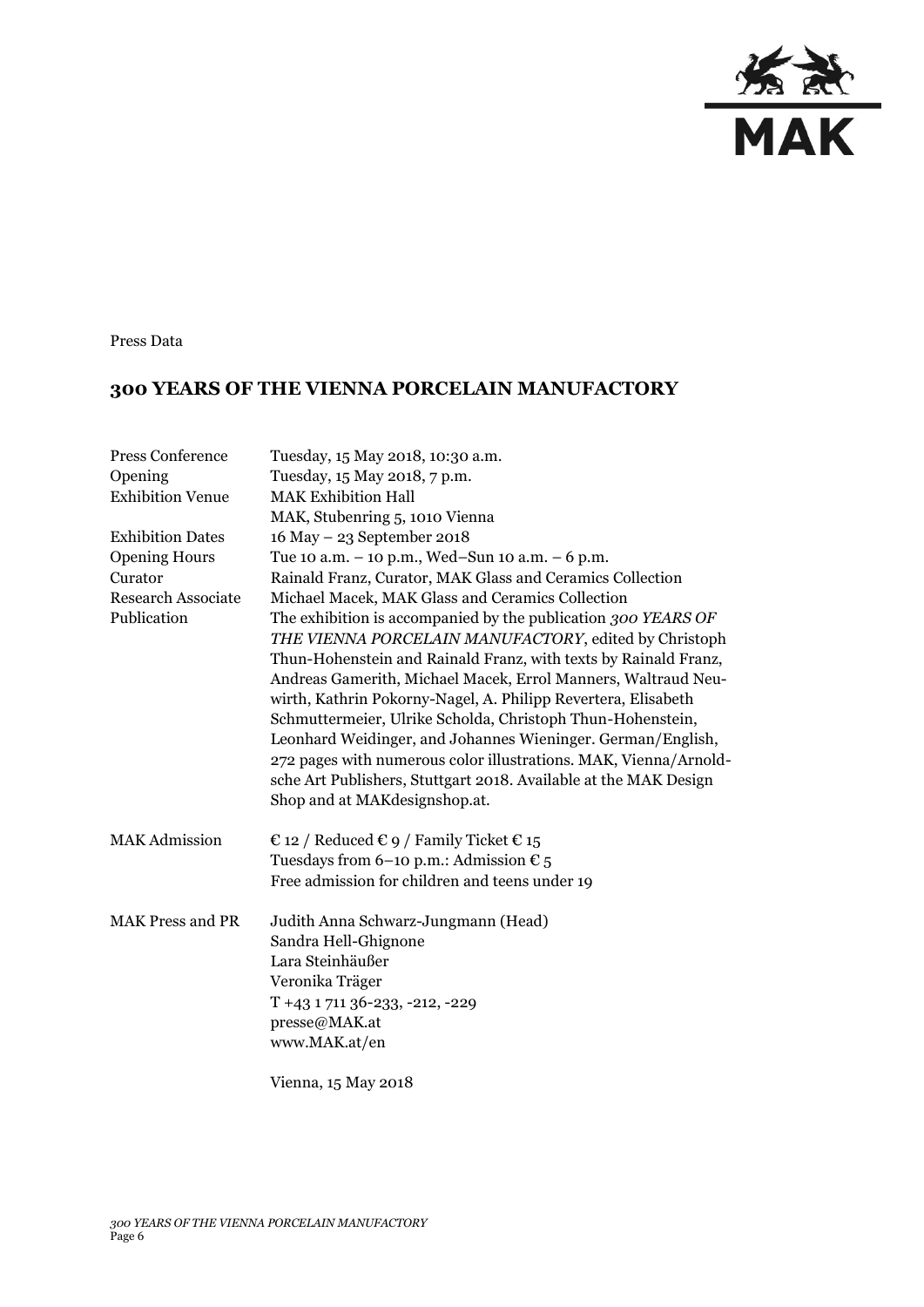Press Data

## 300 YEARS OF THE VIENNA PORCELAIN MANUFACTORY

| | |
|---|---|
| Press Conference | Tuesday, 15 May 2018, 10:30 a.m. |
| Opening | Tuesday, 15 May 2018, 7 p.m. |
| Exhibition Venue | MAK Exhibition Hall<br>MAK, Stubenring 5, 1010 Vienna |
| Exhibition Dates | 16 May – 23 September 2018 |
| Opening Hours | Tue 10 a.m. – 10 p.m., Wed–Sun 10 a.m. – 6 p.m. |
| Curator | Rainald Franz, Curator, MAK Glass and Ceramics Collection |
| Research Associate | Michael Macek, MAK Glass and Ceramics Collection |
| Publication | The exhibition is accompanied by the publication *300 YEARS OF THE VIENNA PORCELAIN MANUFACTORY*, edited by Christoph Thun-Hohenstein and Rainald Franz, with texts by Rainald Franz, Andreas Gamerith, Michael Macek, Errol Manners, Waltraud Neuwirth, Kathrin Pokorny-Nagel, A. Philipp Revertera, Elisabeth Schmuttermeier, Ulrike Scholda, Christoph Thun-Hohenstein, Leonhard Weidinger, and Johannes Wieninger. German/English, 272 pages with numerous color illustrations. MAK, Vienna/Arnoldsche Art Publishers, Stuttgart 2018. Available at the MAK Design Shop and at MAKdesignshop.at. |
| MAK Admission | € 12 / Reduced € 9 / Family Ticket € 15<br>Tuesdays from 6–10 p.m.: Admission € 5<br>Free admission for children and teens under 19 |
| MAK Press and PR | Judith Anna Schwarz-Jungmann (Head)<br>Sandra Hell-Ghignone<br>Lara Steinhäußer<br>Veronika Träger<br>T +43 1 711 36-233, -212, -229<br>presse@MAK.at<br>www.MAK.at/en |

Vienna, 15 May 2018